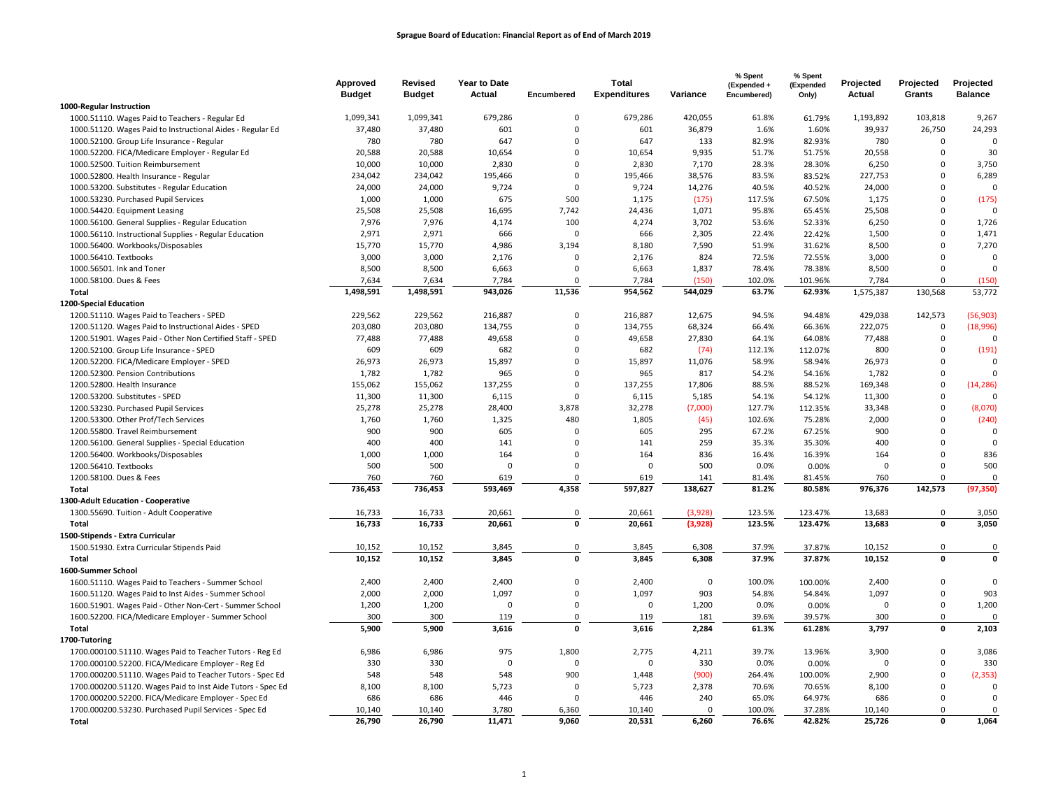# Sprague Board of Education: Financial Report as of End of March 2019

| | Approved Budget | Revised Budget | Year to Date Actual | Encumbered | Total Expenditures | Variance | % Spent (Expended + Encumbered) | % Spent (Expended Only) | Projected Actual | Projected Grants | Projected Balance |
|---|---|---|---|---|---|---|---|---|---|---|---|
| **1000-Regular Instruction** | | | | | | | | | | | |
| 1000.51110. Wages Paid to Teachers - Regular Ed | 1,099,341 | 1,099,341 | 679,286 | 0 | 679,286 | 420,055 | 61.8% | 61.79% | 1,193,892 | 103,818 | 9,267 |
| 1000.51120. Wages Paid to Instructional Aides - Regular Ed | 37,480 | 37,480 | 601 | 0 | 601 | 36,879 | 1.6% | 1.60% | 39,937 | 26,750 | 24,293 |
| 1000.52100. Group Life Insurance - Regular | 780 | 780 | 647 | 0 | 647 | 133 | 82.9% | 82.93% | 780 | 0 | 0 |
| 1000.52200. FICA/Medicare Employer - Regular Ed | 20,588 | 20,588 | 10,654 | 0 | 10,654 | 9,935 | 51.7% | 51.75% | 20,558 | 0 | 30 |
| 1000.52500. Tuition Reimbursement | 10,000 | 10,000 | 2,830 | 0 | 2,830 | 7,170 | 28.3% | 28.30% | 6,250 | 0 | 3,750 |
| 1000.52800. Health Insurance - Regular | 234,042 | 234,042 | 195,466 | 0 | 195,466 | 38,576 | 83.5% | 83.52% | 227,753 | 0 | 6,289 |
| 1000.53200. Substitutes - Regular Education | 24,000 | 24,000 | 9,724 | 0 | 9,724 | 14,276 | 40.5% | 40.52% | 24,000 | 0 | 0 |
| 1000.53230. Purchased Pupil Services | 1,000 | 1,000 | 675 | 500 | 1,175 | (175) | 117.5% | 67.50% | 1,175 | 0 | (175) |
| 1000.54420. Equipment Leasing | 25,508 | 25,508 | 16,695 | 7,742 | 24,436 | 1,071 | 95.8% | 65.45% | 25,508 | 0 | 0 |
| 1000.56100. General Supplies - Regular Education | 7,976 | 7,976 | 4,174 | 100 | 4,274 | 3,702 | 53.6% | 52.33% | 6,250 | 0 | 1,726 |
| 1000.56110. Instructional Supplies - Regular Education | 2,971 | 2,971 | 666 | 0 | 666 | 2,305 | 22.4% | 22.42% | 1,500 | 0 | 1,471 |
| 1000.56400. Workbooks/Disposables | 15,770 | 15,770 | 4,986 | 3,194 | 8,180 | 7,590 | 51.9% | 31.62% | 8,500 | 0 | 7,270 |
| 1000.56410. Textbooks | 3,000 | 3,000 | 2,176 | 0 | 2,176 | 824 | 72.5% | 72.55% | 3,000 | 0 | 0 |
| 1000.56501. Ink and Toner | 8,500 | 8,500 | 6,663 | 0 | 6,663 | 1,837 | 78.4% | 78.38% | 8,500 | 0 | 0 |
| 1000.58100. Dues & Fees | 7,634 | 7,634 | 7,784 | 0 | 7,784 | (150) | 102.0% | 101.96% | 7,784 | 0 | (150) |
| **Total** | **1,498,591** | **1,498,591** | **943,026** | **11,536** | **954,562** | **544,029** | **63.7%** | **62.93%** | 1,575,387 | 130,568 | 53,772 |
| **1200-Special Education** | | | | | | | | | | | |
| 1200.51110. Wages Paid to Teachers - SPED | 229,562 | 229,562 | 216,887 | 0 | 216,887 | 12,675 | 94.5% | 94.48% | 429,038 | 142,573 | (56,903) |
| 1200.51120. Wages Paid to Instructional Aides - SPED | 203,080 | 203,080 | 134,755 | 0 | 134,755 | 68,324 | 66.4% | 66.36% | 222,075 | 0 | (18,996) |
| 1200.51901. Wages Paid - Other Non Certified Staff - SPED | 77,488 | 77,488 | 49,658 | 0 | 49,658 | 27,830 | 64.1% | 64.08% | 77,488 | 0 | 0 |
| 1200.52100. Group Life Insurance - SPED | 609 | 609 | 682 | 0 | 682 | (74) | 112.1% | 112.07% | 800 | 0 | (191) |
| 1200.52200. FICA/Medicare Employer - SPED | 26,973 | 26,973 | 15,897 | 0 | 15,897 | 11,076 | 58.9% | 58.94% | 26,973 | 0 | 0 |
| 1200.52300. Pension Contributions | 1,782 | 1,782 | 965 | 0 | 965 | 817 | 54.2% | 54.16% | 1,782 | 0 | 0 |
| 1200.52800. Health Insurance | 155,062 | 155,062 | 137,255 | 0 | 137,255 | 17,806 | 88.5% | 88.52% | 169,348 | 0 | (14,286) |
| 1200.53200. Substitutes - SPED | 11,300 | 11,300 | 6,115 | 0 | 6,115 | 5,185 | 54.1% | 54.12% | 11,300 | 0 | 0 |
| 1200.53230. Purchased Pupil Services | 25,278 | 25,278 | 28,400 | 3,878 | 32,278 | (7,000) | 127.7% | 112.35% | 33,348 | 0 | (8,070) |
| 1200.53300. Other Prof/Tech Services | 1,760 | 1,760 | 1,325 | 480 | 1,805 | (45) | 102.6% | 75.28% | 2,000 | 0 | (240) |
| 1200.55800. Travel Reimbursement | 900 | 900 | 605 | 0 | 605 | 295 | 67.2% | 67.25% | 900 | 0 | 0 |
| 1200.56100. General Supplies - Special Education | 400 | 400 | 141 | 0 | 141 | 259 | 35.3% | 35.30% | 400 | 0 | 0 |
| 1200.56400. Workbooks/Disposables | 1,000 | 1,000 | 164 | 0 | 164 | 836 | 16.4% | 16.39% | 164 | 0 | 836 |
| 1200.56410. Textbooks | 500 | 500 | 0 | 0 | 0 | 500 | 0.0% | 0.00% | 0 | 0 | 500 |
| 1200.58100. Dues & Fees | 760 | 760 | 619 | 0 | 619 | 141 | 81.4% | 81.45% | 760 | 0 | 0 |
| **Total** | **736,453** | **736,453** | **593,469** | **4,358** | **597,827** | **138,627** | **81.2%** | **80.58%** | **976,376** | **142,573** | **(97,350)** |
| **1300-Adult Education - Cooperative** | | | | | | | | | | | |
| 1300.55690. Tuition - Adult Cooperative | 16,733 | 16,733 | 20,661 | 0 | 20,661 | (3,928) | 123.5% | 123.47% | 13,683 | 0 | 3,050 |
| **Total** | **16,733** | **16,733** | **20,661** | **0** | **20,661** | **(3,928)** | **123.5%** | **123.47%** | **13,683** | **0** | **3,050** |
| **1500-Stipends - Extra Curricular** | | | | | | | | | | | |
| 1500.51930. Extra Curricular Stipends Paid | 10,152 | 10,152 | 3,845 | 0 | 3,845 | 6,308 | 37.9% | 37.87% | 10,152 | 0 | 0 |
| **Total** | **10,152** | **10,152** | **3,845** | **0** | **3,845** | **6,308** | **37.9%** | **37.87%** | **10,152** | **0** | **0** |
| **1600-Summer School** | | | | | | | | | | | |
| 1600.51110. Wages Paid to Teachers - Summer School | 2,400 | 2,400 | 2,400 | 0 | 2,400 | 0 | 100.0% | 100.00% | 2,400 | 0 | 0 |
| 1600.51120. Wages Paid to Inst Aides - Summer School | 2,000 | 2,000 | 1,097 | 0 | 1,097 | 903 | 54.8% | 54.84% | 1,097 | 0 | 903 |
| 1600.51901. Wages Paid - Other Non-Cert - Summer School | 1,200 | 1,200 | 0 | 0 | 0 | 1,200 | 0.0% | 0.00% | 0 | 0 | 1,200 |
| 1600.52200. FICA/Medicare Employer - Summer School | 300 | 300 | 119 | 0 | 119 | 181 | 39.6% | 39.57% | 300 | 0 | 0 |
| **Total** | **5,900** | **5,900** | **3,616** | **0** | **3,616** | **2,284** | **61.3%** | **61.28%** | **3,797** | **0** | **2,103** |
| **1700-Tutoring** | | | | | | | | | | | |
| 1700.000100.51110. Wages Paid to Teacher Tutors - Reg Ed | 6,986 | 6,986 | 975 | 1,800 | 2,775 | 4,211 | 39.7% | 13.96% | 3,900 | 0 | 3,086 |
| 1700.000100.52200. FICA/Medicare Employer - Reg Ed | 330 | 330 | 0 | 0 | 0 | 330 | 0.0% | 0.00% | 0 | 0 | 330 |
| 1700.000200.51110. Wages Paid to Teacher Tutors - Spec Ed | 548 | 548 | 548 | 900 | 1,448 | (900) | 264.4% | 100.00% | 2,900 | 0 | (2,353) |
| 1700.000200.51120. Wages Paid to Inst Aide Tutors - Spec Ed | 8,100 | 8,100 | 5,723 | 0 | 5,723 | 2,378 | 70.6% | 70.65% | 8,100 | 0 | 0 |
| 1700.000200.52200. FICA/Medicare Employer - Spec Ed | 686 | 686 | 446 | 0 | 446 | 240 | 65.0% | 64.97% | 686 | 0 | 0 |
| 1700.000200.53230. Purchased Pupil Services - Spec Ed | 10,140 | 10,140 | 3,780 | 6,360 | 10,140 | 0 | 100.0% | 37.28% | 10,140 | 0 | 0 |
| **Total** | **26,790** | **26,790** | **11,471** | **9,060** | **20,531** | **6,260** | **76.6%** | **42.82%** | **25,726** | **0** | **1,064** |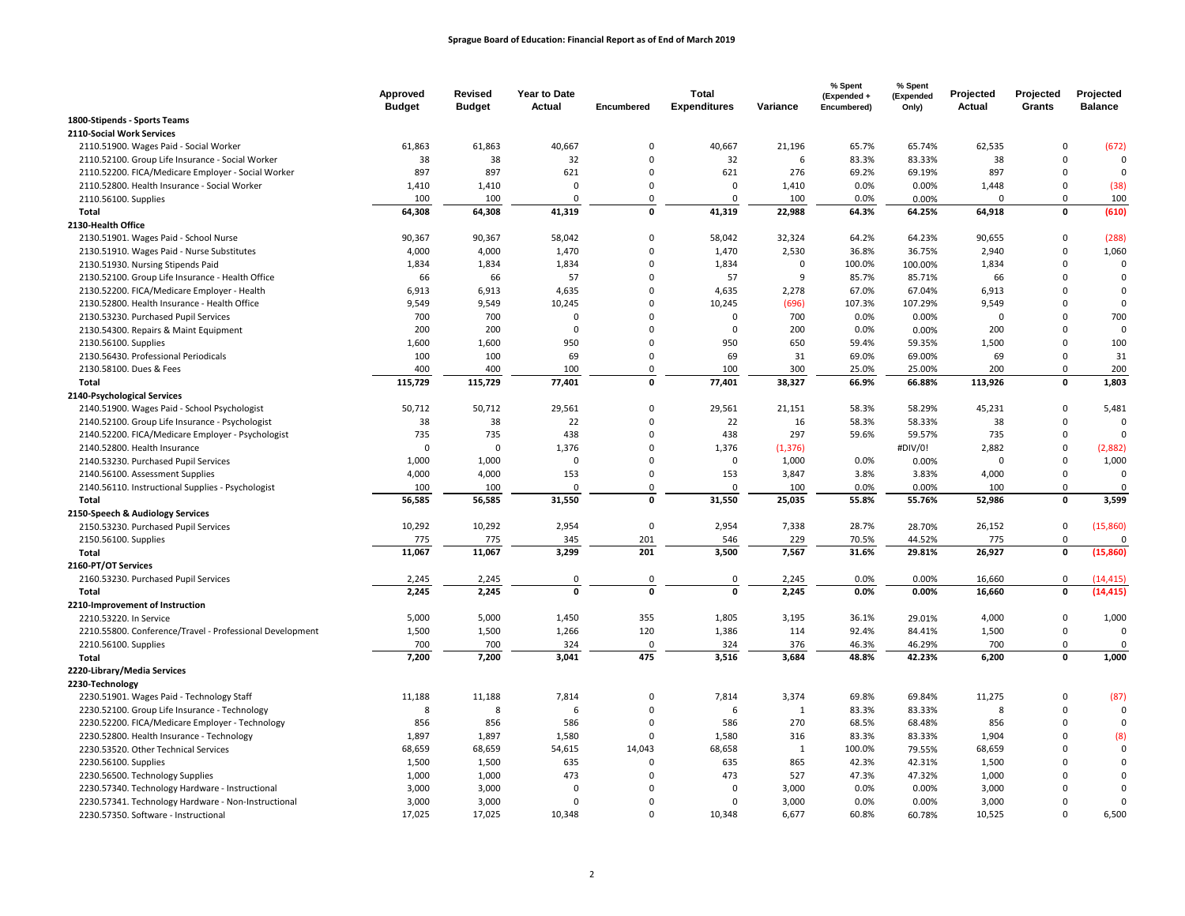**Sprague Board of Education: Financial Report as of End of March 2019**

| | Approved Budget | Revised Budget | Year to Date Actual | Encumbered | Total Expenditures | Variance | % Spent (Expended + Encumbered) | % Spent (Expended Only) | Projected Actual | Projected Grants | Projected Balance |
|---|---|---|---|---|---|---|---|---|---|---|---|
| **1800-Stipends - Sports Teams** | | | | | | | | | | | |
| **2110-Social Work Services** | | | | | | | | | | | |
| 2110.51900. Wages Paid - Social Worker | 61,863 | 61,863 | 40,667 | 0 | 40,667 | 21,196 | 65.7% | 65.74% | 62,535 | 0 | (672) |
| 2110.52100. Group Life Insurance - Social Worker | 38 | 38 | 32 | 0 | 32 | 6 | 83.3% | 83.33% | 38 | 0 | 0 |
| 2110.52200. FICA/Medicare Employer - Social Worker | 897 | 897 | 621 | 0 | 621 | 276 | 69.2% | 69.19% | 897 | 0 | 0 |
| 2110.52800. Health Insurance - Social Worker | 1,410 | 1,410 | 0 | 0 | 0 | 1,410 | 0.0% | 0.00% | 1,448 | 0 | (38) |
| 2110.56100. Supplies | 100 | 100 | 0 | 0 | 0 | 100 | 0.0% | 0.00% | 0 | 0 | 100 |
| **Total** | **64,308** | **64,308** | **41,319** | **0** | **41,319** | **22,988** | **64.3%** | **64.25%** | **64,918** | **0** | **(610)** |
| **2130-Health Office** | | | | | | | | | | | |
| 2130.51901. Wages Paid - School Nurse | 90,367 | 90,367 | 58,042 | 0 | 58,042 | 32,324 | 64.2% | 64.23% | 90,655 | 0 | (288) |
| 2130.51910. Wages Paid - Nurse Substitutes | 4,000 | 4,000 | 1,470 | 0 | 1,470 | 2,530 | 36.8% | 36.75% | 2,940 | 0 | 1,060 |
| 2130.51930. Nursing Stipends Paid | 1,834 | 1,834 | 1,834 | 0 | 1,834 | 0 | 100.0% | 100.00% | 1,834 | 0 | 0 |
| 2130.52100. Group Life Insurance - Health Office | 66 | 66 | 57 | 0 | 57 | 9 | 85.7% | 85.71% | 66 | 0 | 0 |
| 2130.52200. FICA/Medicare Employer - Health | 6,913 | 6,913 | 4,635 | 0 | 4,635 | 2,278 | 67.0% | 67.04% | 6,913 | 0 | 0 |
| 2130.52800. Health Insurance - Health Office | 9,549 | 9,549 | 10,245 | 0 | 10,245 | (696) | 107.3% | 107.29% | 9,549 | 0 | 0 |
| 2130.53230. Purchased Pupil Services | 700 | 700 | 0 | 0 | 0 | 700 | 0.0% | 0.00% | 0 | 0 | 700 |
| 2130.54300. Repairs & Maint Equipment | 200 | 200 | 0 | 0 | 0 | 200 | 0.0% | 0.00% | 200 | 0 | 0 |
| 2130.56100. Supplies | 1,600 | 1,600 | 950 | 0 | 950 | 650 | 59.4% | 59.35% | 1,500 | 0 | 100 |
| 2130.56430. Professional Periodicals | 100 | 100 | 69 | 0 | 69 | 31 | 69.0% | 69.00% | 69 | 0 | 31 |
| 2130.58100. Dues & Fees | 400 | 400 | 100 | 0 | 100 | 300 | 25.0% | 25.00% | 200 | 0 | 200 |
| **Total** | **115,729** | **115,729** | **77,401** | **0** | **77,401** | **38,327** | **66.9%** | **66.88%** | **113,926** | **0** | **1,803** |
| **2140-Psychological Services** | | | | | | | | | | | |
| 2140.51900. Wages Paid - School Psychologist | 50,712 | 50,712 | 29,561 | 0 | 29,561 | 21,151 | 58.3% | 58.29% | 45,231 | 0 | 5,481 |
| 2140.52100. Group Life Insurance - Psychologist | 38 | 38 | 22 | 0 | 22 | 16 | 58.3% | 58.33% | 38 | 0 | 0 |
| 2140.52200. FICA/Medicare Employer - Psychologist | 735 | 735 | 438 | 0 | 438 | 297 | 59.6% | 59.57% | 735 | 0 | 0 |
| 2140.52800. Health Insurance | 0 | 0 | 1,376 | 0 | 1,376 | (1,376) | | #DIV/0! | 2,882 | 0 | (2,882) |
| 2140.53230. Purchased Pupil Services | 1,000 | 1,000 | 0 | 0 | 0 | 1,000 | 0.0% | 0.00% | 0 | 0 | 1,000 |
| 2140.56100. Assessment Supplies | 4,000 | 4,000 | 153 | 0 | 153 | 3,847 | 3.8% | 3.83% | 4,000 | 0 | 0 |
| 2140.56110. Instructional Supplies - Psychologist | 100 | 100 | 0 | 0 | 0 | 100 | 0.0% | 0.00% | 100 | 0 | 0 |
| **Total** | **56,585** | **56,585** | **31,550** | **0** | **31,550** | **25,035** | **55.8%** | **55.76%** | **52,986** | **0** | **3,599** |
| **2150-Speech & Audiology Services** | | | | | | | | | | | |
| 2150.53230. Purchased Pupil Services | 10,292 | 10,292 | 2,954 | 0 | 2,954 | 7,338 | 28.7% | 28.70% | 26,152 | 0 | (15,860) |
| 2150.56100. Supplies | 775 | 775 | 345 | 201 | 546 | 229 | 70.5% | 44.52% | 775 | 0 | 0 |
| **Total** | **11,067** | **11,067** | **3,299** | **201** | **3,500** | **7,567** | **31.6%** | **29.81%** | **26,927** | **0** | **(15,860)** |
| **2160-PT/OT Services** | | | | | | | | | | | |
| 2160.53230. Purchased Pupil Services | 2,245 | 2,245 | 0 | 0 | 0 | 2,245 | 0.0% | 0.00% | 16,660 | 0 | (14,415) |
| **Total** | **2,245** | **2,245** | **0** | **0** | **0** | **2,245** | **0.0%** | **0.00%** | **16,660** | **0** | **(14,415)** |
| **2210-Improvement of Instruction** | | | | | | | | | | | |
| 2210.53220. In Service | 5,000 | 5,000 | 1,450 | 355 | 1,805 | 3,195 | 36.1% | 29.01% | 4,000 | 0 | 1,000 |
| 2210.55800. Conference/Travel - Professional Development | 1,500 | 1,500 | 1,266 | 120 | 1,386 | 114 | 92.4% | 84.41% | 1,500 | 0 | 0 |
| 2210.56100. Supplies | 700 | 700 | 324 | 0 | 324 | 376 | 46.3% | 46.29% | 700 | 0 | 0 |
| **Total** | **7,200** | **7,200** | **3,041** | **475** | **3,516** | **3,684** | **48.8%** | **42.23%** | **6,200** | **0** | **1,000** |
| **2220-Library/Media Services** | | | | | | | | | | | |
| **2230-Technology** | | | | | | | | | | | |
| 2230.51901. Wages Paid - Technology Staff | 11,188 | 11,188 | 7,814 | 0 | 7,814 | 3,374 | 69.8% | 69.84% | 11,275 | 0 | (87) |
| 2230.52100. Group Life Insurance - Technology | 8 | 8 | 6 | 0 | 6 | 1 | 83.3% | 83.33% | 8 | 0 | 0 |
| 2230.52200. FICA/Medicare Employer - Technology | 856 | 856 | 586 | 0 | 586 | 270 | 68.5% | 68.48% | 856 | 0 | 0 |
| 2230.52800. Health Insurance - Technology | 1,897 | 1,897 | 1,580 | 0 | 1,580 | 316 | 83.3% | 83.33% | 1,904 | 0 | (8) |
| 2230.53520. Other Technical Services | 68,659 | 68,659 | 54,615 | 14,043 | 68,658 | 1 | 100.0% | 79.55% | 68,659 | 0 | 0 |
| 2230.56100. Supplies | 1,500 | 1,500 | 635 | 0 | 635 | 865 | 42.3% | 42.31% | 1,500 | 0 | 0 |
| 2230.56500. Technology Supplies | 1,000 | 1,000 | 473 | 0 | 473 | 527 | 47.3% | 47.32% | 1,000 | 0 | 0 |
| 2230.57340. Technology Hardware - Instructional | 3,000 | 3,000 | 0 | 0 | 0 | 3,000 | 0.0% | 0.00% | 3,000 | 0 | 0 |
| 2230.57341. Technology Hardware - Non-Instructional | 3,000 | 3,000 | 0 | 0 | 0 | 3,000 | 0.0% | 0.00% | 3,000 | 0 | 0 |
| 2230.57350. Software - Instructional | 17,025 | 17,025 | 10,348 | 0 | 10,348 | 6,677 | 60.8% | 60.78% | 10,525 | 0 | 6,500 |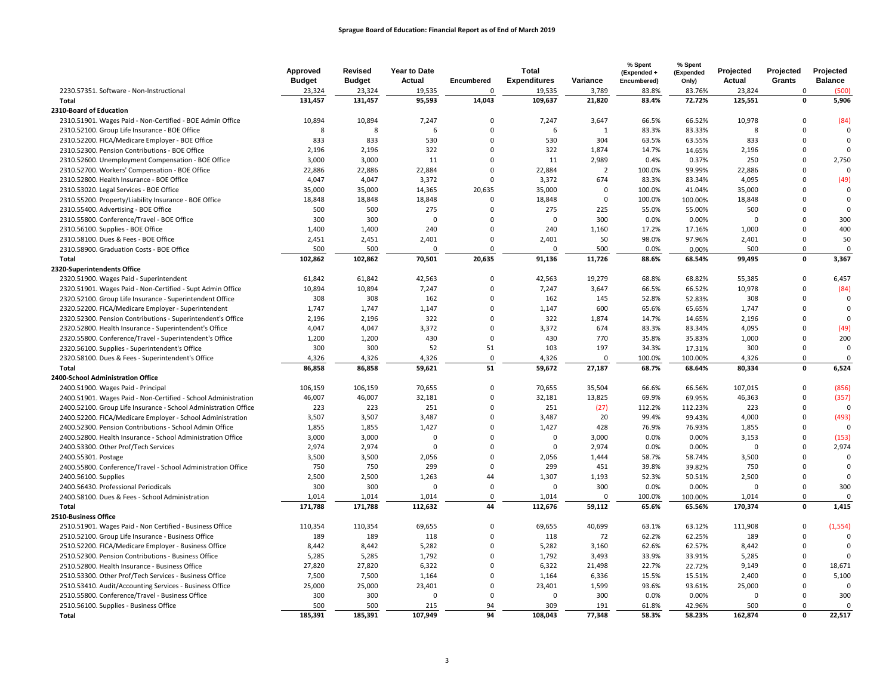**Sprague Board of Education: Financial Report as of End of March 2019**

| | Approved Budget | Revised Budget | Year to Date Actual | Encumbered | Total Expenditures | Variance | % Spent (Expended + Encumbered) | % Spent (Expended Only) | Projected Actual | Projected Grants | Projected Balance |
|---|---|---|---|---|---|---|---|---|---|---|---|
| 2230.57351. Software - Non-Instructional | 23,324 | 23,324 | 19,535 | 0 | 19,535 | 3,789 | 83.8% | 83.76% | 23,824 | 0 | (500) |
| **Total** | **131,457** | **131,457** | **95,593** | **14,043** | **109,637** | **21,820** | **83.4%** | **72.72%** | **125,551** | **0** | **5,906** |
| **2310-Board of Education** | | | | | | | | | | | |
| 2310.51901. Wages Paid - Non-Certified - BOE Admin Office | 10,894 | 10,894 | 7,247 | 0 | 7,247 | 3,647 | 66.5% | 66.52% | 10,978 | 0 | (84) |
| 2310.52100. Group Life Insurance - BOE Office | 8 | 8 | 6 | 0 | 6 | 1 | 83.3% | 83.33% | 8 | 0 | 0 |
| 2310.52200. FICA/Medicare Employer - BOE Office | 833 | 833 | 530 | 0 | 530 | 304 | 63.5% | 63.55% | 833 | 0 | 0 |
| 2310.52300. Pension Contributions - BOE Office | 2,196 | 2,196 | 322 | 0 | 322 | 1,874 | 14.7% | 14.65% | 2,196 | 0 | 0 |
| 2310.52600. Unemployment Compensation - BOE Office | 3,000 | 3,000 | 11 | 0 | 11 | 2,989 | 0.4% | 0.37% | 250 | 0 | 2,750 |
| 2310.52700. Workers' Compensation - BOE Office | 22,886 | 22,886 | 22,884 | 0 | 22,884 | 2 | 100.0% | 99.99% | 22,886 | 0 | 0 |
| 2310.52800. Health Insurance - BOE Office | 4,047 | 4,047 | 3,372 | 0 | 3,372 | 674 | 83.3% | 83.34% | 4,095 | 0 | (49) |
| 2310.53020. Legal Services - BOE Office | 35,000 | 35,000 | 14,365 | 20,635 | 35,000 | 0 | 100.0% | 41.04% | 35,000 | 0 | 0 |
| 2310.55200. Property/Liability Insurance - BOE Office | 18,848 | 18,848 | 18,848 | 0 | 18,848 | 0 | 100.0% | 100.00% | 18,848 | 0 | 0 |
| 2310.55400. Advertising - BOE Office | 500 | 500 | 275 | 0 | 275 | 225 | 55.0% | 55.00% | 500 | 0 | 0 |
| 2310.55800. Conference/Travel - BOE Office | 300 | 300 | 0 | 0 | 0 | 300 | 0.0% | 0.00% | 0 | 0 | 300 |
| 2310.56100. Supplies - BOE Office | 1,400 | 1,400 | 240 | 0 | 240 | 1,160 | 17.2% | 17.16% | 1,000 | 0 | 400 |
| 2310.58100. Dues & Fees - BOE Office | 2,451 | 2,451 | 2,401 | 0 | 2,401 | 50 | 98.0% | 97.96% | 2,401 | 0 | 50 |
| 2310.58900. Graduation Costs - BOE Office | 500 | 500 | 0 | 0 | 0 | 500 | 0.0% | 0.00% | 500 | 0 | 0 |
| **Total** | **102,862** | **102,862** | **70,501** | **20,635** | **91,136** | **11,726** | **88.6%** | **68.54%** | **99,495** | **0** | **3,367** |
| **2320-Superintendents Office** | | | | | | | | | | | |
| 2320.51900. Wages Paid - Superintendent | 61,842 | 61,842 | 42,563 | 0 | 42,563 | 19,279 | 68.8% | 68.82% | 55,385 | 0 | 6,457 |
| 2320.51901. Wages Paid - Non-Certified - Supt Admin Office | 10,894 | 10,894 | 7,247 | 0 | 7,247 | 3,647 | 66.5% | 66.52% | 10,978 | 0 | (84) |
| 2320.52100. Group Life Insurance - Superintendent Office | 308 | 308 | 162 | 0 | 162 | 145 | 52.8% | 52.83% | 308 | 0 | 0 |
| 2320.52200. FICA/Medicare Employer - Superintendent | 1,747 | 1,747 | 1,147 | 0 | 1,147 | 600 | 65.6% | 65.65% | 1,747 | 0 | 0 |
| 2320.52300. Pension Contributions - Superintendent's Office | 2,196 | 2,196 | 322 | 0 | 322 | 1,874 | 14.7% | 14.65% | 2,196 | 0 | 0 |
| 2320.52800. Health Insurance - Superintendent's Office | 4,047 | 4,047 | 3,372 | 0 | 3,372 | 674 | 83.3% | 83.34% | 4,095 | 0 | (49) |
| 2320.55800. Conference/Travel - Superintendent's Office | 1,200 | 1,200 | 430 | 0 | 430 | 770 | 35.8% | 35.83% | 1,000 | 0 | 200 |
| 2320.56100. Supplies - Superintendent's Office | 300 | 300 | 52 | 51 | 103 | 197 | 34.3% | 17.31% | 300 | 0 | 0 |
| 2320.58100. Dues & Fees - Superintendent's Office | 4,326 | 4,326 | 4,326 | 0 | 4,326 | 0 | 100.0% | 100.00% | 4,326 | 0 | 0 |
| **Total** | **86,858** | **86,858** | **59,621** | **51** | **59,672** | **27,187** | **68.7%** | **68.64%** | **80,334** | **0** | **6,524** |
| **2400-School Administration Office** | | | | | | | | | | | |
| 2400.51900. Wages Paid - Principal | 106,159 | 106,159 | 70,655 | 0 | 70,655 | 35,504 | 66.6% | 66.56% | 107,015 | 0 | (856) |
| 2400.51901. Wages Paid - Non-Certified - School Administration | 46,007 | 46,007 | 32,181 | 0 | 32,181 | 13,825 | 69.9% | 69.95% | 46,363 | 0 | (357) |
| 2400.52100. Group Life Insurance - School Administration Office | 223 | 223 | 251 | 0 | 251 | (27) | 112.2% | 112.23% | 223 | 0 | 0 |
| 2400.52200. FICA/Medicare Employer - School Administration | 3,507 | 3,507 | 3,487 | 0 | 3,487 | 20 | 99.4% | 99.43% | 4,000 | 0 | (493) |
| 2400.52300. Pension Contributions - School Admin Office | 1,855 | 1,855 | 1,427 | 0 | 1,427 | 428 | 76.9% | 76.93% | 1,855 | 0 | 0 |
| 2400.52800. Health Insurance - School Administration Office | 3,000 | 3,000 | 0 | 0 | 0 | 3,000 | 0.0% | 0.00% | 3,153 | 0 | (153) |
| 2400.53300. Other Prof/Tech Services | 2,974 | 2,974 | 0 | 0 | 0 | 2,974 | 0.0% | 0.00% | 0 | 0 | 2,974 |
| 2400.55301. Postage | 3,500 | 3,500 | 2,056 | 0 | 2,056 | 1,444 | 58.7% | 58.74% | 3,500 | 0 | 0 |
| 2400.55800. Conference/Travel - School Administration Office | 750 | 750 | 299 | 0 | 299 | 451 | 39.8% | 39.82% | 750 | 0 | 0 |
| 2400.56100. Supplies | 2,500 | 2,500 | 1,263 | 44 | 1,307 | 1,193 | 52.3% | 50.51% | 2,500 | 0 | 0 |
| 2400.56430. Professional Periodicals | 300 | 300 | 0 | 0 | 0 | 300 | 0.0% | 0.00% | 0 | 0 | 300 |
| 2400.58100. Dues & Fees - School Administration | 1,014 | 1,014 | 1,014 | 0 | 1,014 | 0 | 100.0% | 100.00% | 1,014 | 0 | 0 |
| **Total** | **171,788** | **171,788** | **112,632** | **44** | **112,676** | **59,112** | **65.6%** | **65.56%** | **170,374** | **0** | **1,415** |
| **2510-Business Office** | | | | | | | | | | | |
| 2510.51901. Wages Paid - Non Certified - Business Office | 110,354 | 110,354 | 69,655 | 0 | 69,655 | 40,699 | 63.1% | 63.12% | 111,908 | 0 | (1,554) |
| 2510.52100. Group Life Insurance - Business Office | 189 | 189 | 118 | 0 | 118 | 72 | 62.2% | 62.25% | 189 | 0 | 0 |
| 2510.52200. FICA/Medicare Employer - Business Office | 8,442 | 8,442 | 5,282 | 0 | 5,282 | 3,160 | 62.6% | 62.57% | 8,442 | 0 | 0 |
| 2510.52300. Pension Contributions - Business Office | 5,285 | 5,285 | 1,792 | 0 | 1,792 | 3,493 | 33.9% | 33.91% | 5,285 | 0 | 0 |
| 2510.52800. Health Insurance - Business Office | 27,820 | 27,820 | 6,322 | 0 | 6,322 | 21,498 | 22.7% | 22.72% | 9,149 | 0 | 18,671 |
| 2510.53300. Other Prof/Tech Services - Business Office | 7,500 | 7,500 | 1,164 | 0 | 1,164 | 6,336 | 15.5% | 15.51% | 2,400 | 0 | 5,100 |
| 2510.53410. Audit/Accounting Services - Business Office | 25,000 | 25,000 | 23,401 | 0 | 23,401 | 1,599 | 93.6% | 93.61% | 25,000 | 0 | 0 |
| 2510.55800. Conference/Travel - Business Office | 300 | 300 | 0 | 0 | 0 | 300 | 0.0% | 0.00% | 0 | 0 | 300 |
| 2510.56100. Supplies - Business Office | 500 | 500 | 215 | 94 | 309 | 191 | 61.8% | 42.96% | 500 | 0 | 0 |
| **Total** | **185,391** | **185,391** | **107,949** | **94** | **108,043** | **77,348** | **58.3%** | **58.23%** | **162,874** | **0** | **22,517** |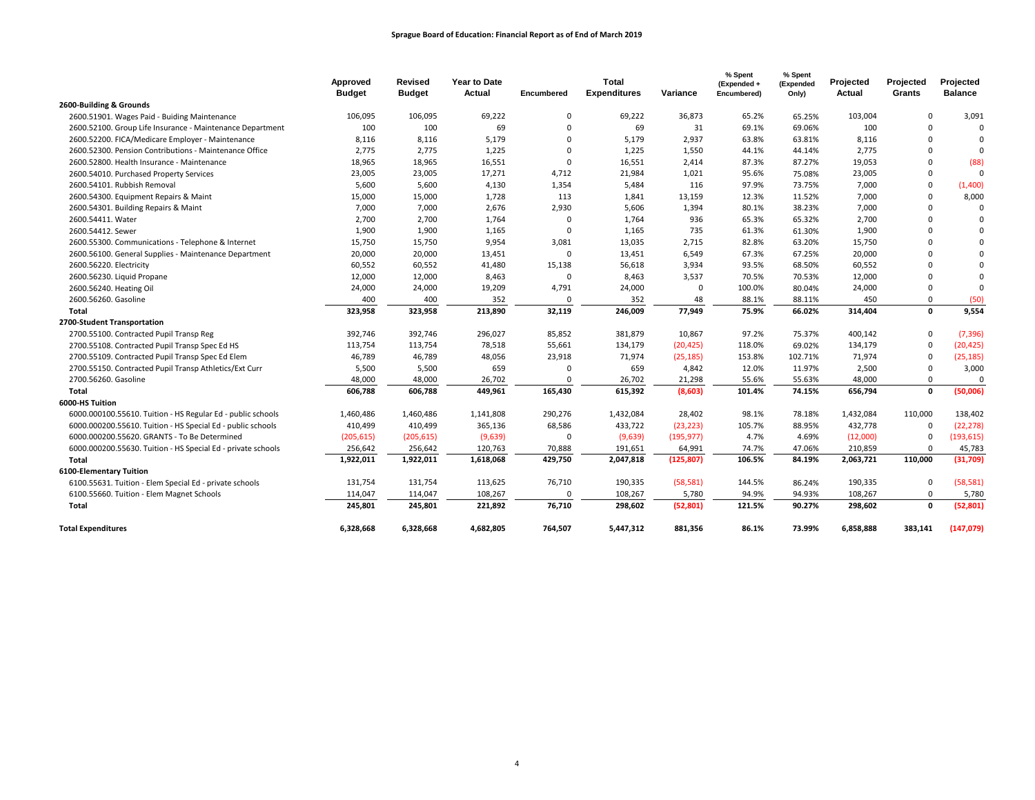**Sprague Board of Education: Financial Report as of End of March 2019**

| | Approved Budget | Revised Budget | Year to Date Actual | Encumbered | Total Expenditures | Variance | % Spent (Expended + Encumbered) | % Spent (Expended Only) | Projected Actual | Projected Grants | Projected Balance |
|---|---|---|---|---|---|---|---|---|---|---|---|
| **2600-Building & Grounds** | | | | | | | | | | | |
| 2600.51901. Wages Paid - Buiding Maintenance | 106,095 | 106,095 | 69,222 | 0 | 69,222 | 36,873 | 65.2% | 65.25% | 103,004 | 0 | 3,091 |
| 2600.52100. Group Life Insurance - Maintenance Department | 100 | 100 | 69 | 0 | 69 | 31 | 69.1% | 69.06% | 100 | 0 | 0 |
| 2600.52200. FICA/Medicare Employer - Maintenance | 8,116 | 8,116 | 5,179 | 0 | 5,179 | 2,937 | 63.8% | 63.81% | 8,116 | 0 | 0 |
| 2600.52300. Pension Contributions - Maintenance Office | 2,775 | 2,775 | 1,225 | 0 | 1,225 | 1,550 | 44.1% | 44.14% | 2,775 | 0 | 0 |
| 2600.52800. Health Insurance - Maintenance | 18,965 | 18,965 | 16,551 | 0 | 16,551 | 2,414 | 87.3% | 87.27% | 19,053 | 0 | (88) |
| 2600.54010. Purchased Property Services | 23,005 | 23,005 | 17,271 | 4,712 | 21,984 | 1,021 | 95.6% | 75.08% | 23,005 | 0 | 0 |
| 2600.54101. Rubbish Removal | 5,600 | 5,600 | 4,130 | 1,354 | 5,484 | 116 | 97.9% | 73.75% | 7,000 | 0 | (1,400) |
| 2600.54300. Equipment Repairs & Maint | 15,000 | 15,000 | 1,728 | 113 | 1,841 | 13,159 | 12.3% | 11.52% | 7,000 | 0 | 8,000 |
| 2600.54301. Building Repairs & Maint | 7,000 | 7,000 | 2,676 | 2,930 | 5,606 | 1,394 | 80.1% | 38.23% | 7,000 | 0 | 0 |
| 2600.54411. Water | 2,700 | 2,700 | 1,764 | 0 | 1,764 | 936 | 65.3% | 65.32% | 2,700 | 0 | 0 |
| 2600.54412. Sewer | 1,900 | 1,900 | 1,165 | 0 | 1,165 | 735 | 61.3% | 61.30% | 1,900 | 0 | 0 |
| 2600.55300. Communications - Telephone & Internet | 15,750 | 15,750 | 9,954 | 3,081 | 13,035 | 2,715 | 82.8% | 63.20% | 15,750 | 0 | 0 |
| 2600.56100. General Supplies - Maintenance Department | 20,000 | 20,000 | 13,451 | 0 | 13,451 | 6,549 | 67.3% | 67.25% | 20,000 | 0 | 0 |
| 2600.56220. Electricity | 60,552 | 60,552 | 41,480 | 15,138 | 56,618 | 3,934 | 93.5% | 68.50% | 60,552 | 0 | 0 |
| 2600.56230. Liquid Propane | 12,000 | 12,000 | 8,463 | 0 | 8,463 | 3,537 | 70.5% | 70.53% | 12,000 | 0 | 0 |
| 2600.56240. Heating Oil | 24,000 | 24,000 | 19,209 | 4,791 | 24,000 | 0 | 100.0% | 80.04% | 24,000 | 0 | 0 |
| 2600.56260. Gasoline | 400 | 400 | 352 | 0 | 352 | 48 | 88.1% | 88.11% | 450 | 0 | (50) |
| **Total** | **323,958** | **323,958** | **213,890** | **32,119** | **246,009** | **77,949** | **75.9%** | **66.02%** | **314,404** | **0** | **9,554** |
| **2700-Student Transportation** | | | | | | | | | | | |
| 2700.55100. Contracted Pupil Transp Reg | 392,746 | 392,746 | 296,027 | 85,852 | 381,879 | 10,867 | 97.2% | 75.37% | 400,142 | 0 | (7,396) |
| 2700.55108. Contracted Pupil Transp Spec Ed HS | 113,754 | 113,754 | 78,518 | 55,661 | 134,179 | (20,425) | 118.0% | 69.02% | 134,179 | 0 | (20,425) |
| 2700.55109. Contracted Pupil Transp Spec Ed Elem | 46,789 | 46,789 | 48,056 | 23,918 | 71,974 | (25,185) | 153.8% | 102.71% | 71,974 | 0 | (25,185) |
| 2700.55150. Contracted Pupil Transp Athletics/Ext Curr | 5,500 | 5,500 | 659 | 0 | 659 | 4,842 | 12.0% | 11.97% | 2,500 | 0 | 3,000 |
| 2700.56260. Gasoline | 48,000 | 48,000 | 26,702 | 0 | 26,702 | 21,298 | 55.6% | 55.63% | 48,000 | 0 | 0 |
| **Total** | **606,788** | **606,788** | **449,961** | **165,430** | **615,392** | **(8,603)** | **101.4%** | **74.15%** | **656,794** | **0** | **(50,006)** |
| **6000-HS Tuition** | | | | | | | | | | | |
| 6000.000100.55610. Tuition - HS Regular Ed - public schools | 1,460,486 | 1,460,486 | 1,141,808 | 290,276 | 1,432,084 | 28,402 | 98.1% | 78.18% | 1,432,084 | 110,000 | 138,402 |
| 6000.000200.55610. Tuition - HS Special Ed - public schools | 410,499 | 410,499 | 365,136 | 68,586 | 433,722 | (23,223) | 105.7% | 88.95% | 432,778 | 0 | (22,278) |
| 6000.000200.55620. GRANTS - To Be Determined | (205,615) | (205,615) | (9,639) | 0 | (9,639) | (195,977) | 4.7% | 4.69% | (12,000) | 0 | (193,615) |
| 6000.000200.55630. Tuition - HS Special Ed - private schools | 256,642 | 256,642 | 120,763 | 70,888 | 191,651 | 64,991 | 74.7% | 47.06% | 210,859 | 0 | 45,783 |
| **Total** | **1,922,011** | **1,922,011** | **1,618,068** | **429,750** | **2,047,818** | **(125,807)** | **106.5%** | **84.19%** | **2,063,721** | **110,000** | **(31,709)** |
| **6100-Elementary Tuition** | | | | | | | | | | | |
| 6100.55631. Tuition - Elem Special Ed - private schools | 131,754 | 131,754 | 113,625 | 76,710 | 190,335 | (58,581) | 144.5% | 86.24% | 190,335 | 0 | (58,581) |
| 6100.55660. Tuition - Elem Magnet Schools | 114,047 | 114,047 | 108,267 | 0 | 108,267 | 5,780 | 94.9% | 94.93% | 108,267 | 0 | 5,780 |
| **Total** | **245,801** | **245,801** | **221,892** | **76,710** | **298,602** | **(52,801)** | **121.5%** | **90.27%** | **298,602** | **0** | **(52,801)** |
| **Total Expenditures** | **6,328,668** | **6,328,668** | **4,682,805** | **764,507** | **5,447,312** | **881,356** | **86.1%** | **73.99%** | **6,858,888** | **383,141** | **(147,079)** |